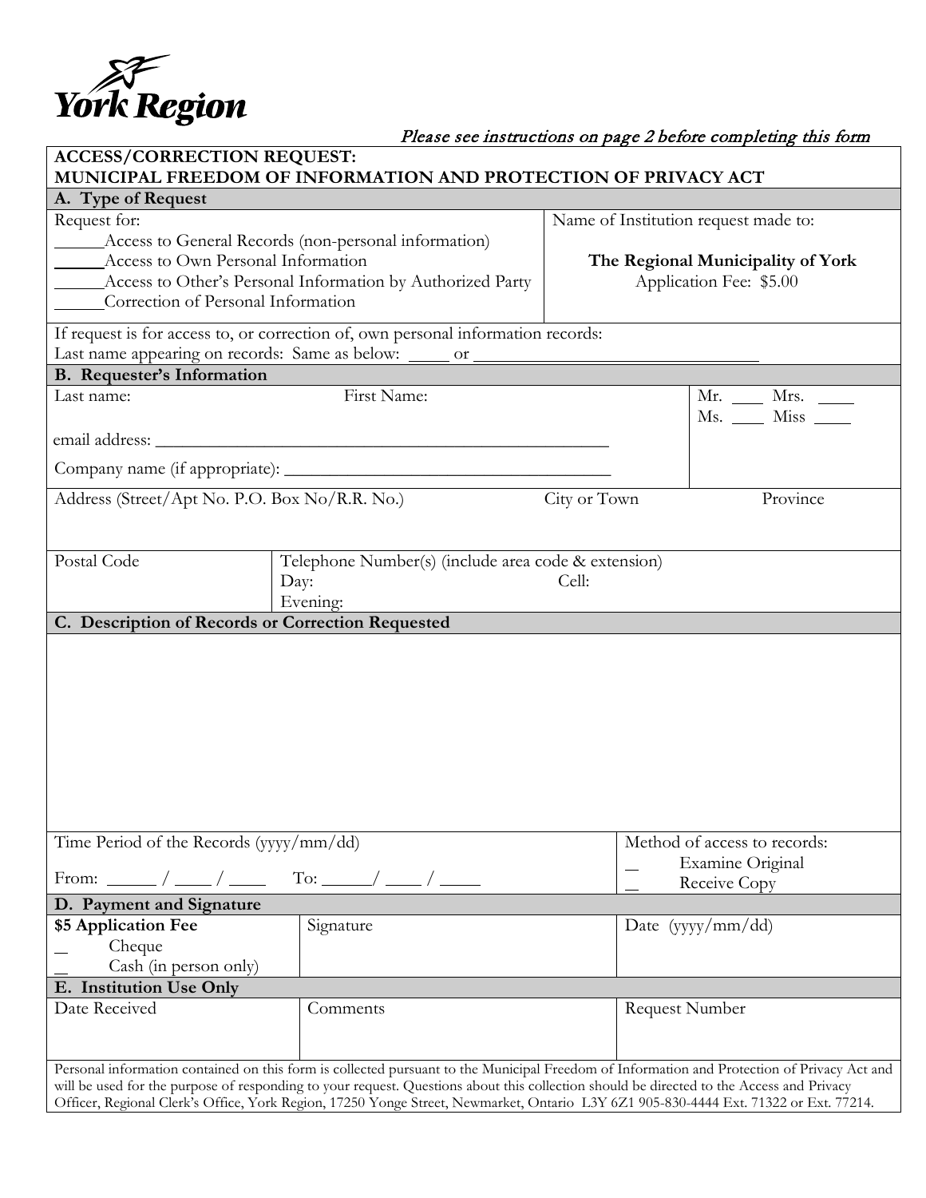York Region

*Please see instructions on page 2 before completing this form*

## ACCESS/CORRECTION REQUEST: MUNICIPAL FREEDOM OF INFORMATION AND PROTECTION OF PRIVACY ACT

### A. Type of Request

| Request for: | Name of Institution request made to: |
|---|---|
| _____Access to General Records (non-personal information)<br>_____Access to Own Personal Information<br>_____Access to Other's Personal Information by Authorized Party<br>_____Correction of Personal Information | **The Regional Municipality of York**<br>Application Fee: $5.00 |

If request is for access to, or correction of, own personal information records:
Last name appearing on records: Same as below: _____ or _______________________________

### B. Requester's Information

| Last name: | First Name: | Mr. ____ Mrs. ____<br>Ms. ____ Miss ____ |
|---|---|---|
| email address: _______________________________________________ | | |
| Company name (if appropriate): ___________________________________ | | |

| Address (Street/Apt No. P.O. Box No/R.R. No.) | City or Town | Province |
|---|---|---|
| | | |

| Postal Code | Telephone Number(s) (include area code & extension) | |
|---|---|---|
| | Day:<br>Evening: | Cell: |

### C. Description of Records or Correction Requested

| Time Period of the Records (yyyy/mm/dd) | Method of access to records: |
|---|---|
| From: _____ / ____ / ____ To: _____/ ____ / _____ | __ Examine Original<br>__ Receive Copy |

### D. Payment and Signature

| $5 Application Fee | Signature | Date (yyyy/mm/dd) |
|---|---|---|
| __ Cheque<br>__ Cash (in person only) | | |

### E. Institution Use Only

| Date Received | Comments | Request Number |
|---|---|---|
| | | |

Personal information contained on this form is collected pursuant to the Municipal Freedom of Information and Protection of Privacy Act and will be used for the purpose of responding to your request. Questions about this collection should be directed to the Access and Privacy Officer, Regional Clerk's Office, York Region, 17250 Yonge Street, Newmarket, Ontario L3Y 6Z1 905-830-4444 Ext. 71322 or Ext. 77214.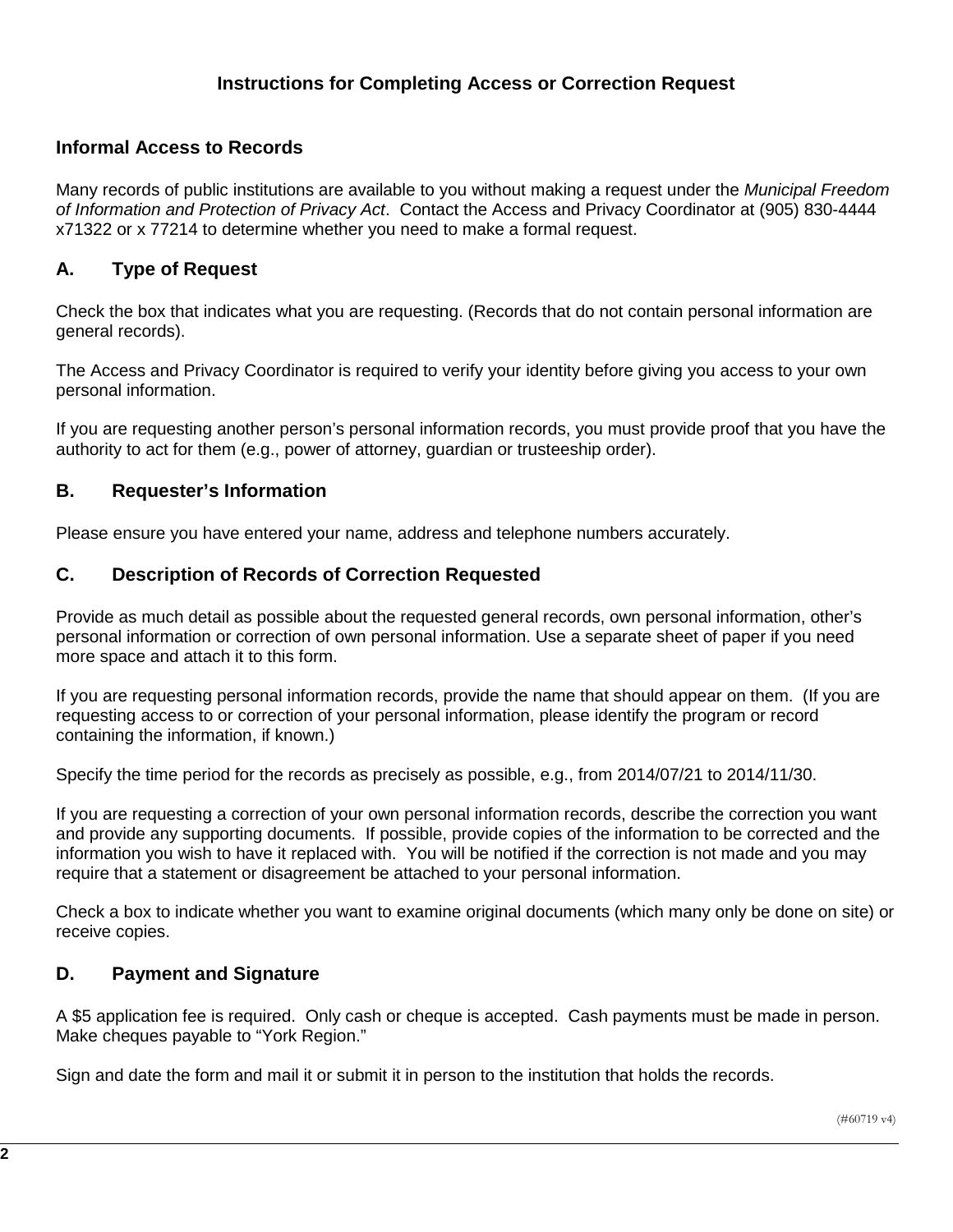# Instructions for Completing Access or Correction Request

## Informal Access to Records

Many records of public institutions are available to you without making a request under the *Municipal Freedom of Information and Protection of Privacy Act*. Contact the Access and Privacy Coordinator at (905) 830-4444 x71322 or x 77214 to determine whether you need to make a formal request.

## A. Type of Request

Check the box that indicates what you are requesting. (Records that do not contain personal information are general records).

The Access and Privacy Coordinator is required to verify your identity before giving you access to your own personal information.

If you are requesting another person's personal information records, you must provide proof that you have the authority to act for them (e.g., power of attorney, guardian or trusteeship order).

## B. Requester's Information

Please ensure you have entered your name, address and telephone numbers accurately.

## C. Description of Records of Correction Requested

Provide as much detail as possible about the requested general records, own personal information, other's personal information or correction of own personal information. Use a separate sheet of paper if you need more space and attach it to this form.

If you are requesting personal information records, provide the name that should appear on them. (If you are requesting access to or correction of your personal information, please identify the program or record containing the information, if known.)

Specify the time period for the records as precisely as possible, e.g., from 2014/07/21 to 2014/11/30.

If you are requesting a correction of your own personal information records, describe the correction you want and provide any supporting documents. If possible, provide copies of the information to be corrected and the information you wish to have it replaced with. You will be notified if the correction is not made and you may require that a statement or disagreement be attached to your personal information.

Check a box to indicate whether you want to examine original documents (which many only be done on site) or receive copies.

## D. Payment and Signature

A $5 application fee is required. Only cash or cheque is accepted. Cash payments must be made in person. Make cheques payable to "York Region."

Sign and date the form and mail it or submit it in person to the institution that holds the records.

(#60719 v4)